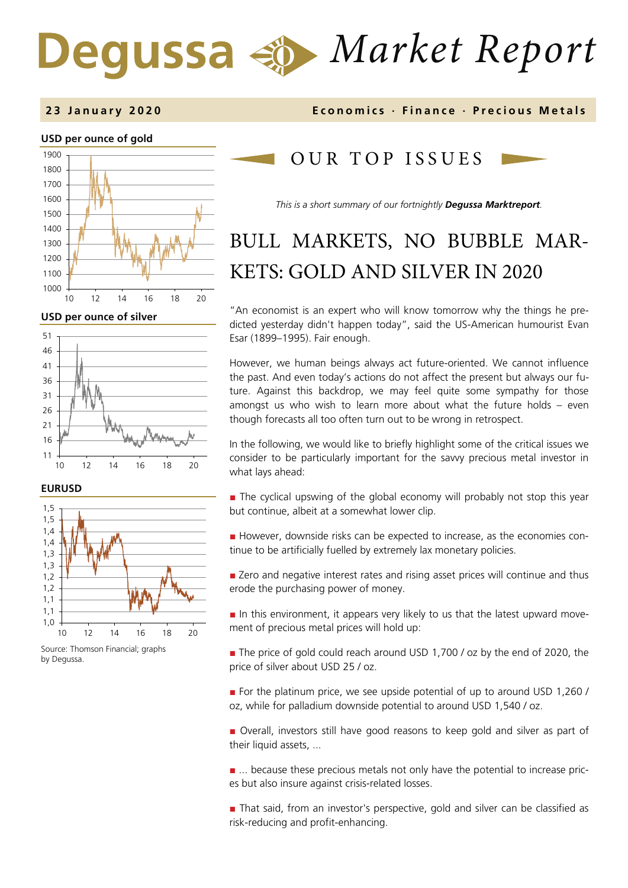# Degussa Market Report

**23 January 2020** · Economics · Finance · Precious Metals

**USD per ounce of gold**

**USD per ounce of silver**

**EURUSD**

Source: Thomson Financial; graphs by Degussa.

## OUR TOP ISSUES

*This is a short summary of our fortnightly* ***Degussa Marktreport****.*

# BULL MARKETS, NO BUBBLE MARKETS: GOLD AND SILVER IN 2020

"An economist is an expert who will know tomorrow why the things he predicted yesterday didn't happen today", said the US-American humourist Evan Esar (1899–1995). Fair enough.

However, we human beings always act future-oriented. We cannot influence the past. And even today's actions do not affect the present but always our future. Against this backdrop, we may feel quite some sympathy for those amongst us who wish to learn more about what the future holds – even though forecasts all too often turn out to be wrong in retrospect.

In the following, we would like to briefly highlight some of the critical issues we consider to be particularly important for the savvy precious metal investor in what lays ahead:

- The cyclical upswing of the global economy will probably not stop this year but continue, albeit at a somewhat lower clip.
- However, downside risks can be expected to increase, as the economies continue to be artificially fuelled by extremely lax monetary policies.
- Zero and negative interest rates and rising asset prices will continue and thus erode the purchasing power of money.
- In this environment, it appears very likely to us that the latest upward movement of precious metal prices will hold up:
- The price of gold could reach around USD 1,700 / oz by the end of 2020, the price of silver about USD 25 / oz.
- For the platinum price, we see upside potential of up to around USD 1,260 / oz, while for palladium downside potential to around USD 1,540 / oz.
- Overall, investors still have good reasons to keep gold and silver as part of their liquid assets, ...
- ... because these precious metals not only have the potential to increase prices but also insure against crisis-related losses.
- That said, from an investor's perspective, gold and silver can be classified as risk-reducing and profit-enhancing.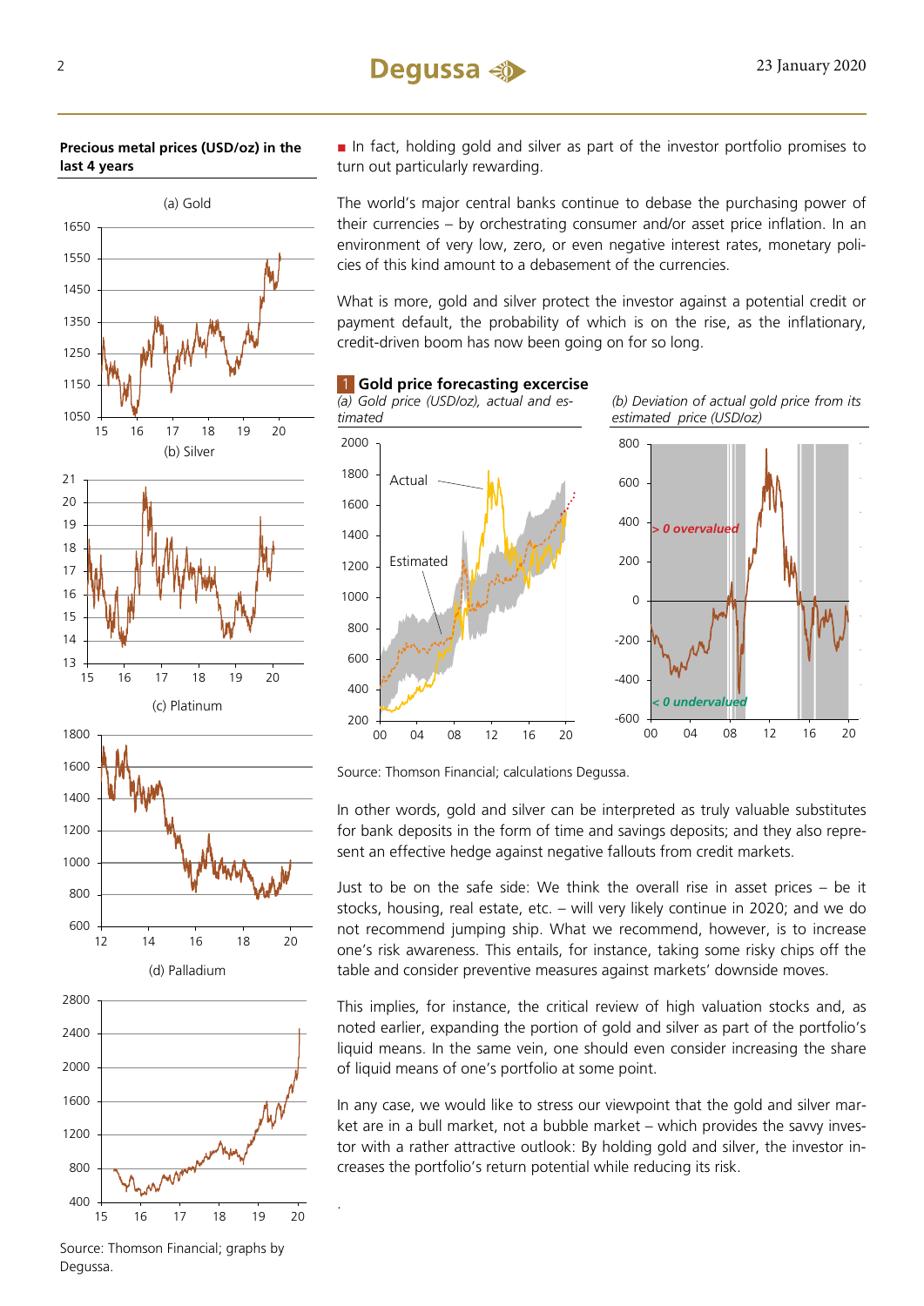**Precious metal prices (USD/oz) in the last 4 years**

(a) Gold

(b) Silver

(c) Platinum

(d) Palladium

Source: Thomson Financial; graphs by Degussa.

- In fact, holding gold and silver as part of the investor portfolio promises to turn out particularly rewarding.

The world's major central banks continue to debase the purchasing power of their currencies – by orchestrating consumer and/or asset price inflation. In an environment of very low, zero, or even negative interest rates, monetary policies of this kind amount to a debasement of the currencies.

What is more, gold and silver protect the investor against a potential credit or payment default, the probability of which is on the rise, as the inflationary, credit-driven boom has now been going on for so long.

**1 Gold price forecasting excercise**

*(a) Gold price (USD/oz), actual and estimated*

*(b) Deviation of actual gold price from its estimated price (USD/oz)*

Source: Thomson Financial; calculations Degussa.

In other words, gold and silver can be interpreted as truly valuable substitutes for bank deposits in the form of time and savings deposits; and they also represent an effective hedge against negative fallouts from credit markets.

Just to be on the safe side: We think the overall rise in asset prices – be it stocks, housing, real estate, etc. – will very likely continue in 2020; and we do not recommend jumping ship. What we recommend, however, is to increase one's risk awareness. This entails, for instance, taking some risky chips off the table and consider preventive measures against markets' downside moves.

This implies, for instance, the critical review of high valuation stocks and, as noted earlier, expanding the portion of gold and silver as part of the portfolio's liquid means. In the same vein, one should even consider increasing the share of liquid means of one's portfolio at some point.

In any case, we would like to stress our viewpoint that the gold and silver market are in a bull market, not a bubble market – which provides the savvy investor with a rather attractive outlook: By holding gold and silver, the investor increases the portfolio's return potential while reducing its risk.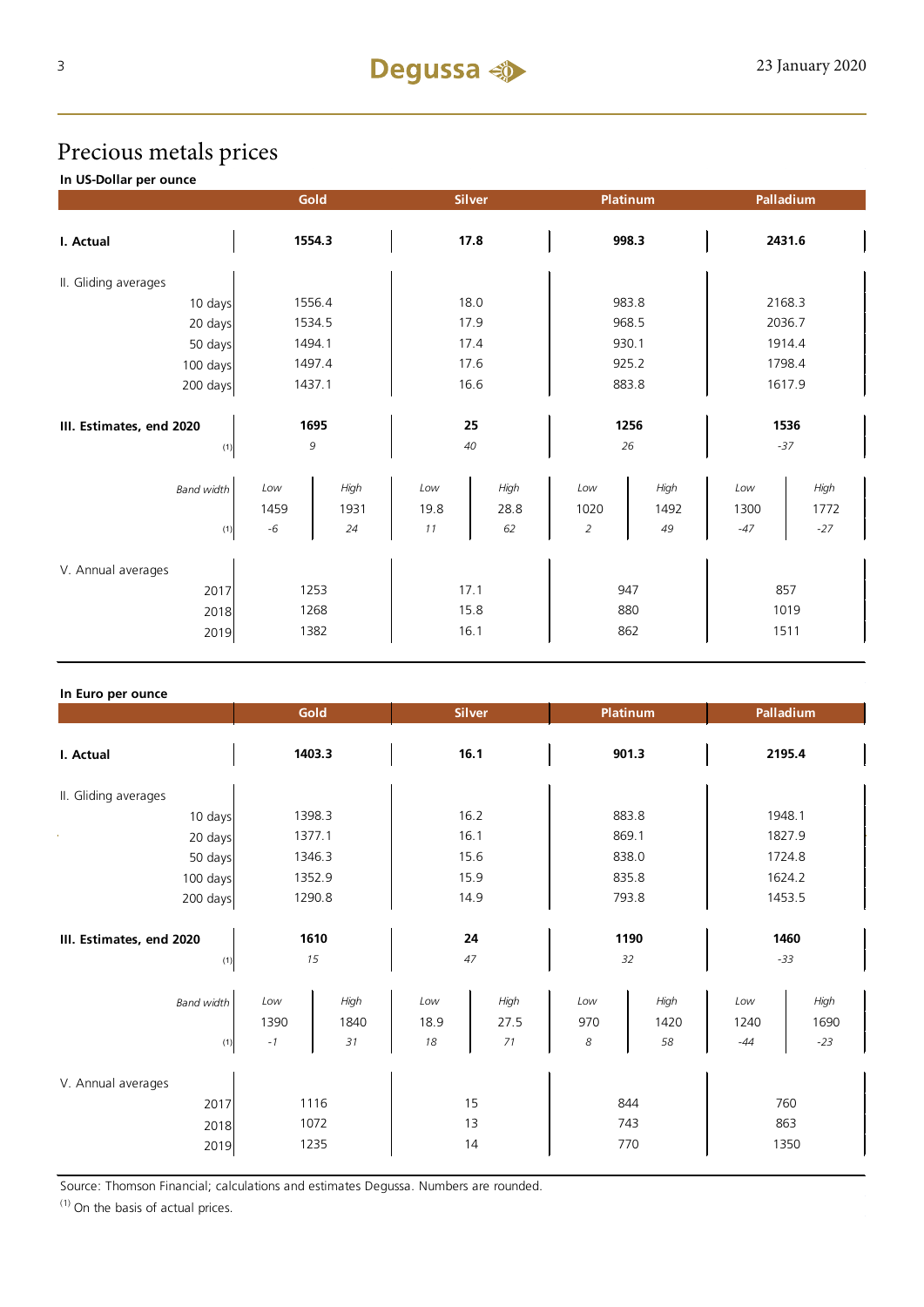# Precious metals prices

**In US-Dollar per ounce**

| | Gold | | Silver | | Platinum | | Palladium | |
|---|---|---|---|---|---|---|---|---|
| **I. Actual** | **1554.3** | | **17.8** | | **998.3** | | **2431.6** | |
| II. Gliding averages | | | | | | | | |
| 10 days | 1556.4 | | 18.0 | | 983.8 | | 2168.3 | |
| 20 days | 1534.5 | | 17.9 | | 968.5 | | 2036.7 | |
| 50 days | 1494.1 | | 17.4 | | 930.1 | | 1914.4 | |
| 100 days | 1497.4 | | 17.6 | | 925.2 | | 1798.4 | |
| 200 days | 1437.1 | | 16.6 | | 883.8 | | 1617.9 | |
| **III. Estimates, end 2020** | **1695** | | **25** | | **1256** | | **1536** | |
| (1) | *9* | | *40* | | *26* | | *-37* | |
| *Band width* | *Low* | *High* | *Low* | *High* | *Low* | *High* | *Low* | *High* |
| | 1459 | 1931 | 19.8 | 28.8 | 1020 | 1492 | 1300 | 1772 |
| (1) | *-6* | *24* | *11* | *62* | *2* | *49* | *-47* | *-27* |
| V. Annual averages | | | | | | | | |
| 2017 | 1253 | | 17.1 | | 947 | | 857 | |
| 2018 | 1268 | | 15.8 | | 880 | | 1019 | |
| 2019 | 1382 | | 16.1 | | 862 | | 1511 | |

**In Euro per ounce**

| | Gold | | Silver | | Platinum | | Palladium | |
|---|---|---|---|---|---|---|---|---|
| **I. Actual** | **1403.3** | | **16.1** | | **901.3** | | **2195.4** | |
| II. Gliding averages | | | | | | | | |
| 10 days | 1398.3 | | 16.2 | | 883.8 | | 1948.1 | |
| 20 days | 1377.1 | | 16.1 | | 869.1 | | 1827.9 | |
| 50 days | 1346.3 | | 15.6 | | 838.0 | | 1724.8 | |
| 100 days | 1352.9 | | 15.9 | | 835.8 | | 1624.2 | |
| 200 days | 1290.8 | | 14.9 | | 793.8 | | 1453.5 | |
| **III. Estimates, end 2020** | **1610** | | **24** | | **1190** | | **1460** | |
| (1) | *15* | | *47* | | *32* | | *-33* | |
| *Band width* | *Low* | *High* | *Low* | *High* | *Low* | *High* | *Low* | *High* |
| | 1390 | 1840 | 18.9 | 27.5 | 970 | 1420 | 1240 | 1690 |
| (1) | *-1* | *31* | *18* | *71* | *8* | *58* | *-44* | *-23* |
| V. Annual averages | | | | | | | | |
| 2017 | 1116 | | 15 | | 844 | | 760 | |
| 2018 | 1072 | | 13 | | 743 | | 863 | |
| 2019 | 1235 | | 14 | | 770 | | 1350 | |

Source: Thomson Financial; calculations and estimates Degussa. Numbers are rounded.

(1) On the basis of actual prices.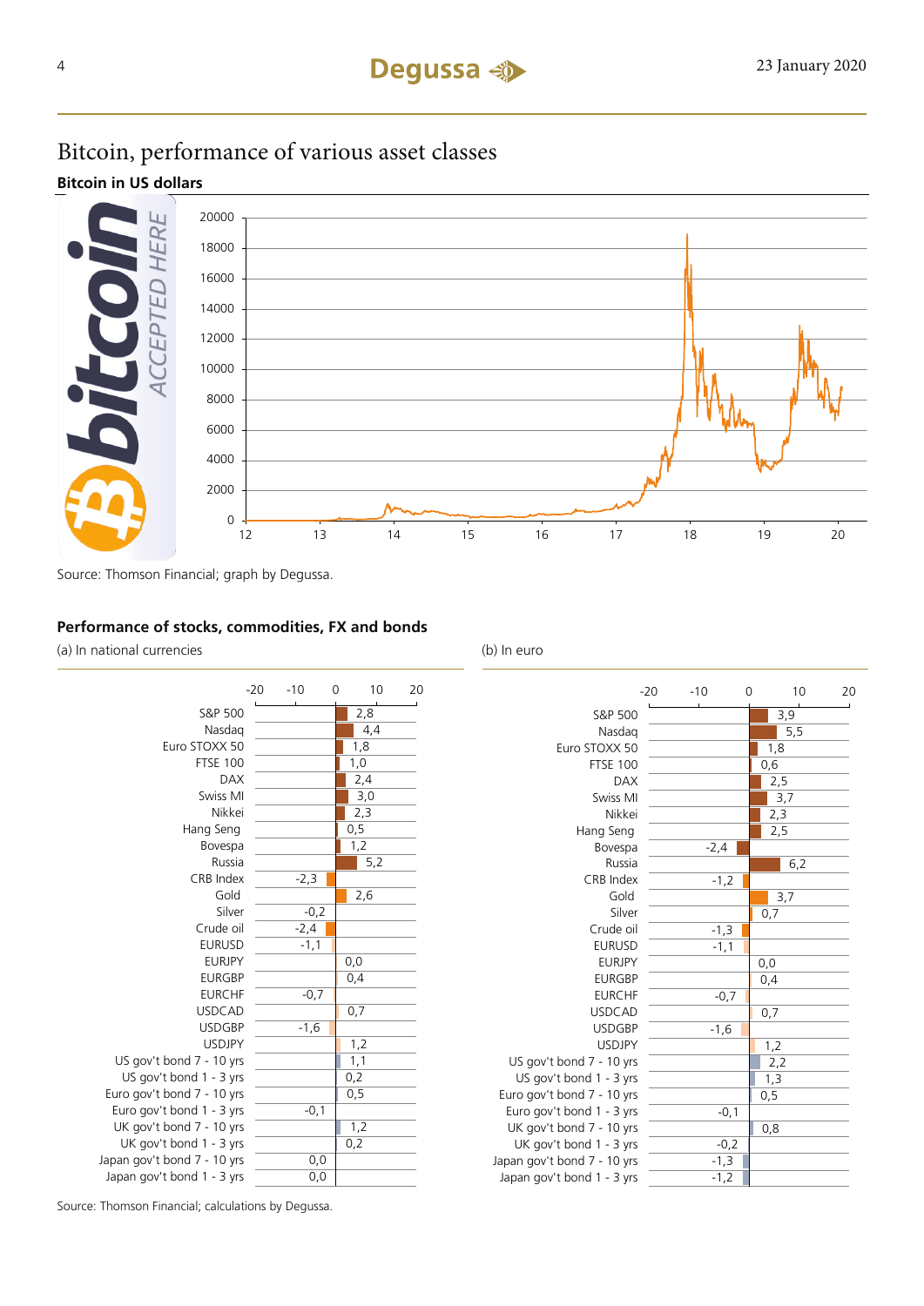# Bitcoin, performance of various asset classes

**Bitcoin in US dollars**

Source: Thomson Financial; graph by Degussa.

**Performance of stocks, commodities, FX and bonds**

| | (a) In national currencies | (b) In euro |
|---|---|---|
| S&P 500 | 2,8 | 3,9 |
| Nasdaq | 4,4 | 5,5 |
| Euro STOXX 50 | 1,8 | 1,8 |
| FTSE 100 | 1,0 | 0,6 |
| DAX | 2,4 | 2,5 |
| Swiss MI | 3,0 | 3,7 |
| Nikkei | 2,3 | 2,3 |
| Hang Seng | 0,5 | 2,5 |
| Bovespa | 1,2 | -2,4 |
| Russia | 5,2 | 6,2 |
| CRB Index | -2,3 | -1,2 |
| Gold | 2,6 | 3,7 |
| Silver | -0,2 | 0,7 |
| Crude oil | -2,4 | -1,3 |
| EURUSD | -1,1 | -1,1 |
| EURJPY | 0,0 | 0,0 |
| EURGBP | 0,4 | 0,4 |
| EURCHF | -0,7 | -0,7 |
| USDCAD | 0,7 | 0,7 |
| USDGBP | -1,6 | -1,6 |
| USDJPY | 1,2 | 1,2 |
| US gov't bond 7 - 10 yrs | 1,1 | 2,2 |
| US gov't bond 1 - 3 yrs | 0,2 | 1,3 |
| Euro gov't bond 7 - 10 yrs | 0,5 | 0,5 |
| Euro gov't bond 1 - 3 yrs | -0,1 | -0,1 |
| UK gov't bond 7 - 10 yrs | 1,2 | 0,8 |
| UK gov't bond 1 - 3 yrs | 0,2 | -0,2 |
| Japan gov't bond 7 - 10 yrs | 0,0 | -1,3 |
| Japan gov't bond 1 - 3 yrs | 0,0 | -1,2 |

Source: Thomson Financial; calculations by Degussa.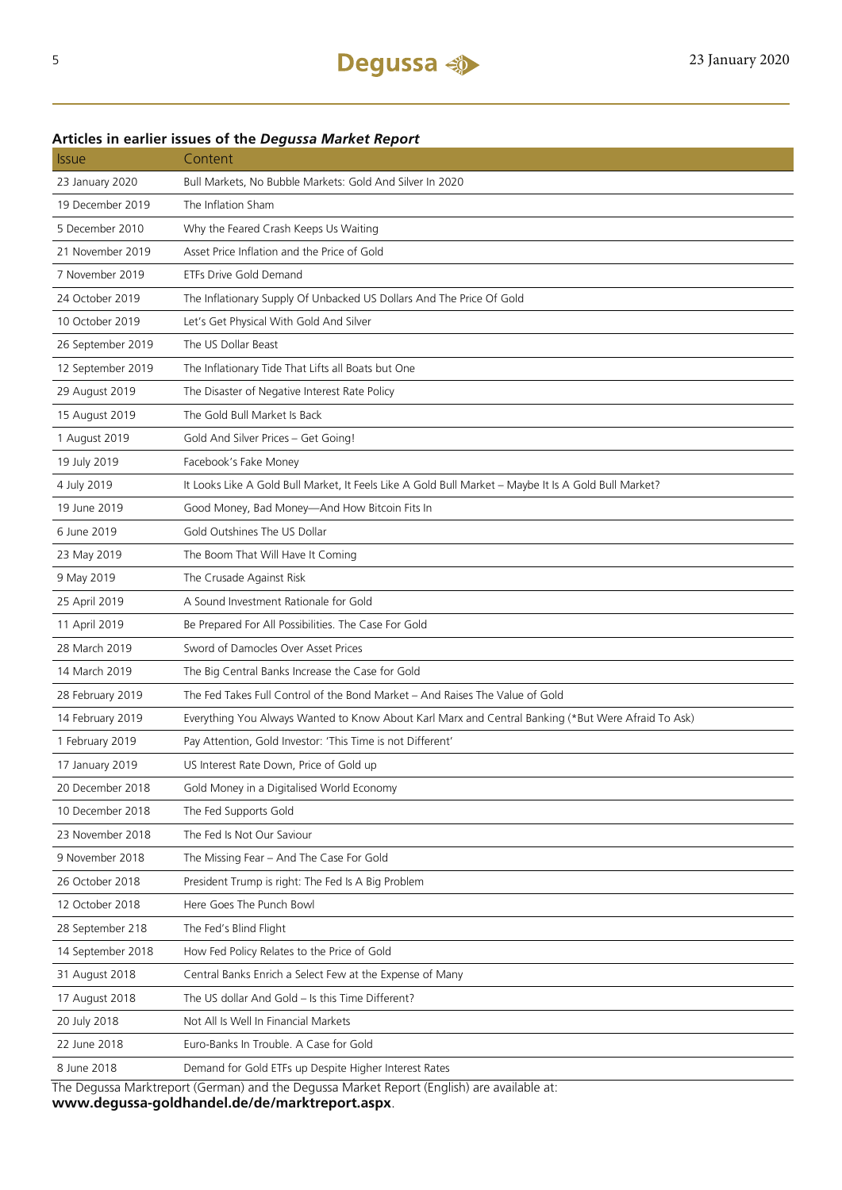## Articles in earlier issues of the *Degussa Market Report*

| Issue | Content |
|---|---|
| 23 January 2020 | Bull Markets, No Bubble Markets: Gold And Silver In 2020 |
| 19 December 2019 | The Inflation Sham |
| 5 December 2010 | Why the Feared Crash Keeps Us Waiting |
| 21 November 2019 | Asset Price Inflation and the Price of Gold |
| 7 November 2019 | ETFs Drive Gold Demand |
| 24 October 2019 | The Inflationary Supply Of Unbacked US Dollars And The Price Of Gold |
| 10 October 2019 | Let's Get Physical With Gold And Silver |
| 26 September 2019 | The US Dollar Beast |
| 12 September 2019 | The Inflationary Tide That Lifts all Boats but One |
| 29 August 2019 | The Disaster of Negative Interest Rate Policy |
| 15 August 2019 | The Gold Bull Market Is Back |
| 1 August 2019 | Gold And Silver Prices – Get Going! |
| 19 July 2019 | Facebook's Fake Money |
| 4 July 2019 | It Looks Like A Gold Bull Market, It Feels Like A Gold Bull Market – Maybe It Is A Gold Bull Market? |
| 19 June 2019 | Good Money, Bad Money—And How Bitcoin Fits In |
| 6 June 2019 | Gold Outshines The US Dollar |
| 23 May 2019 | The Boom That Will Have It Coming |
| 9 May 2019 | The Crusade Against Risk |
| 25 April 2019 | A Sound Investment Rationale for Gold |
| 11 April 2019 | Be Prepared For All Possibilities. The Case For Gold |
| 28 March 2019 | Sword of Damocles Over Asset Prices |
| 14 March 2019 | The Big Central Banks Increase the Case for Gold |
| 28 February 2019 | The Fed Takes Full Control of the Bond Market – And Raises The Value of Gold |
| 14 February 2019 | Everything You Always Wanted to Know About Karl Marx and Central Banking (*But Were Afraid To Ask) |
| 1 February 2019 | Pay Attention, Gold Investor: 'This Time is not Different' |
| 17 January 2019 | US Interest Rate Down, Price of Gold up |
| 20 December 2018 | Gold Money in a Digitalised World Economy |
| 10 December 2018 | The Fed Supports Gold |
| 23 November 2018 | The Fed Is Not Our Saviour |
| 9 November 2018 | The Missing Fear – And The Case For Gold |
| 26 October 2018 | President Trump is right: The Fed Is A Big Problem |
| 12 October 2018 | Here Goes The Punch Bowl |
| 28 September 218 | The Fed's Blind Flight |
| 14 September 2018 | How Fed Policy Relates to the Price of Gold |
| 31 August 2018 | Central Banks Enrich a Select Few at the Expense of Many |
| 17 August 2018 | The US dollar And Gold – Is this Time Different? |
| 20 July 2018 | Not All Is Well In Financial Markets |
| 22 June 2018 | Euro-Banks In Trouble. A Case for Gold |
| 8 June 2018 | Demand for Gold ETFs up Despite Higher Interest Rates |

The Degussa Marktreport (German) and the Degussa Market Report (English) are available at:
**www.degussa-goldhandel.de/de/marktreport.aspx**.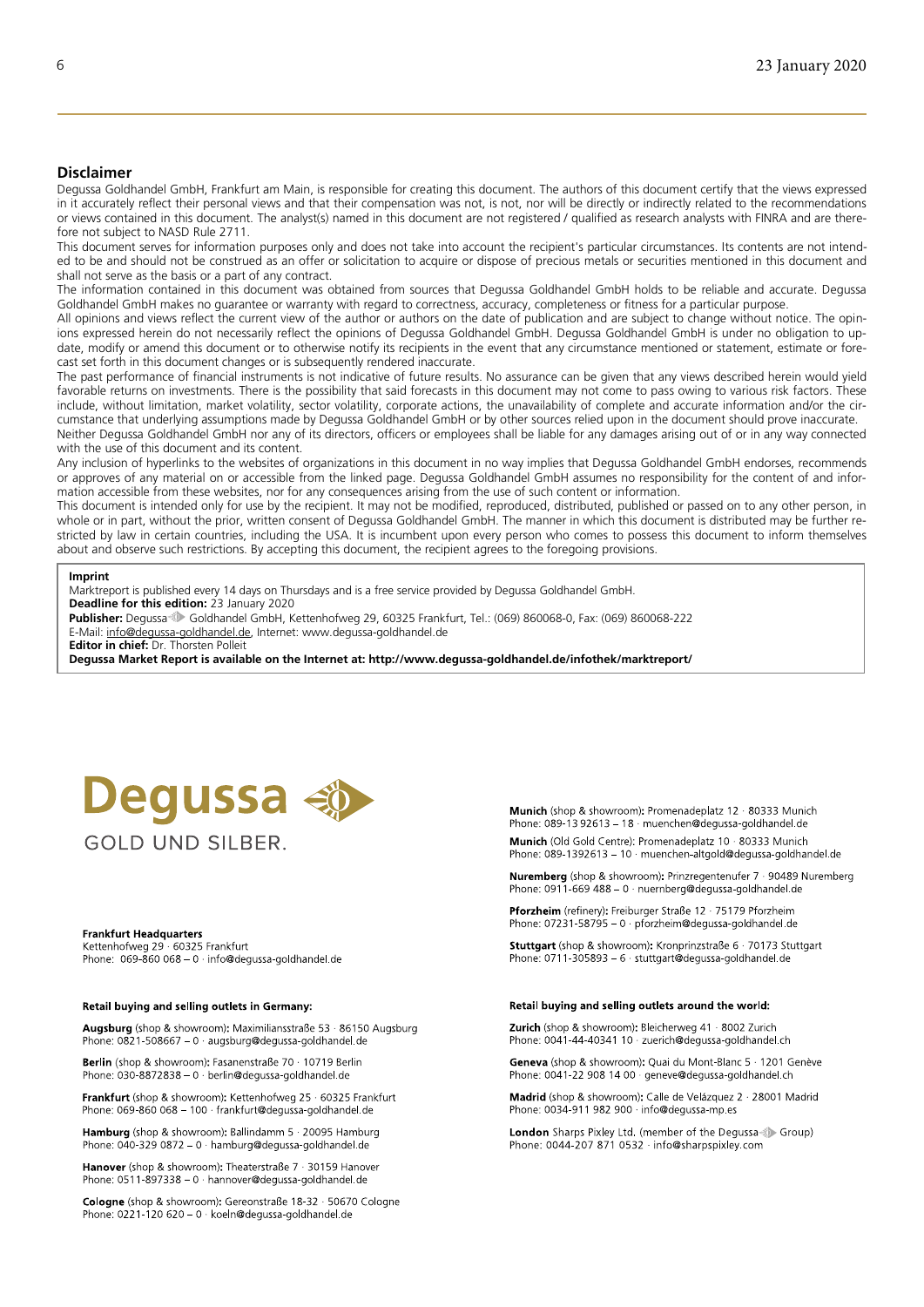## Disclaimer

Degussa Goldhandel GmbH, Frankfurt am Main, is responsible for creating this document. The authors of this document certify that the views expressed in it accurately reflect their personal views and that their compensation was not, is not, nor will be directly or indirectly related to the recommendations or views contained in this document. The analyst(s) named in this document are not registered / qualified as research analysts with FINRA and are therefore not subject to NASD Rule 2711.

This document serves for information purposes only and does not take into account the recipient's particular circumstances. Its contents are not intended to be and should not be construed as an offer or solicitation to acquire or dispose of precious metals or securities mentioned in this document and shall not serve as the basis or a part of any contract.

The information contained in this document was obtained from sources that Degussa Goldhandel GmbH holds to be reliable and accurate. Degussa Goldhandel GmbH makes no guarantee or warranty with regard to correctness, accuracy, completeness or fitness for a particular purpose.

All opinions and views reflect the current view of the author or authors on the date of publication and are subject to change without notice. The opinions expressed herein do not necessarily reflect the opinions of Degussa Goldhandel GmbH. Degussa Goldhandel GmbH is under no obligation to update, modify or amend this document or to otherwise notify its recipients in the event that any circumstance mentioned or statement, estimate or forecast set forth in this document changes or is subsequently rendered inaccurate.

The past performance of financial instruments is not indicative of future results. No assurance can be given that any views described herein would yield favorable returns on investments. There is the possibility that said forecasts in this document may not come to pass owing to various risk factors. These include, without limitation, market volatility, sector volatility, corporate actions, the unavailability of complete and accurate information and/or the circumstance that underlying assumptions made by Degussa Goldhandel GmbH or by other sources relied upon in the document should prove inaccurate.

Neither Degussa Goldhandel GmbH nor any of its directors, officers or employees shall be liable for any damages arising out of or in any way connected with the use of this document and its content.

Any inclusion of hyperlinks to the websites of organizations in this document in no way implies that Degussa Goldhandel GmbH endorses, recommends or approves of any material on or accessible from the linked page. Degussa Goldhandel GmbH assumes no responsibility for the content of and information accessible from these websites, nor for any consequences arising from the use of such content or information.

This document is intended only for use by the recipient. It may not be modified, reproduced, distributed, published or passed on to any other person, in whole or in part, without the prior, written consent of Degussa Goldhandel GmbH. The manner in which this document is distributed may be further restricted by law in certain countries, including the USA. It is incumbent upon every person who comes to possess this document to inform themselves about and observe such restrictions. By accepting this document, the recipient agrees to the foregoing provisions.

**Imprint**

Marktreport is published every 14 days on Thursdays and is a free service provided by Degussa Goldhandel GmbH.

**Deadline for this edition:** 23 January 2020

**Publisher:** Degussa Goldhandel GmbH, Kettenhofweg 29, 60325 Frankfurt, Tel.: (069) 860068-0, Fax: (069) 860068-222

E-Mail: info@degussa-goldhandel.de, Internet: www.degussa-goldhandel.de

**Editor in chief:** Dr. Thorsten Polleit

**Degussa Market Report is available on the Internet at: http://www.degussa-goldhandel.de/infothek/marktreport/**

Degussa
GOLD UND SILBER.

**Frankfurt Headquarters**
Kettenhofweg 29 · 60325 Frankfurt
Phone: 069-860 068 – 0 · info@degussa-goldhandel.de

**Retail buying and selling outlets in Germany:**

**Augsburg** (shop & showroom): Maximiliansstraße 53 · 86150 Augsburg
Phone: 0821-508667 – 0 · augsburg@degussa-goldhandel.de

**Berlin** (shop & showroom): Fasanenstraße 70 · 10719 Berlin
Phone: 030-8872838 – 0 · berlin@degussa-goldhandel.de

**Frankfurt** (shop & showroom): Kettenhofweg 25 · 60325 Frankfurt
Phone: 069-860 068 – 100 · frankfurt@degussa-goldhandel.de

**Hamburg** (shop & showroom): Ballindamm 5 · 20095 Hamburg
Phone: 040-329 0872 – 0 · hamburg@degussa-goldhandel.de

**Hanover** (shop & showroom): Theaterstraße 7 · 30159 Hanover
Phone: 0511-897338 – 0 · hannover@degussa-goldhandel.de

**Cologne** (shop & showroom): Gereonstraße 18-32 · 50670 Cologne
Phone: 0221-120 620 – 0 · koeln@degussa-goldhandel.de

**Munich** (shop & showroom): Promenadeplatz 12 · 80333 Munich
Phone: 089-13 92613 – 18 · muenchen@degussa-goldhandel.de

**Munich** (Old Gold Centre): Promenadeplatz 10 · 80333 Munich
Phone: 089-1392613 – 10 · muenchen-altgold@degussa-goldhandel.de

**Nuremberg** (shop & showroom): Prinzregentenufer 7 · 90489 Nuremberg
Phone: 0911-669 488 – 0 · nuernberg@degussa-goldhandel.de

**Pforzheim** (refinery): Freiburger Straße 12 · 75179 Pforzheim
Phone: 07231-58795 – 0 · pforzheim@degussa-goldhandel.de

**Stuttgart** (shop & showroom): Kronprinzstraße 6 · 70173 Stuttgart
Phone: 0711-305893 – 6 · stuttgart@degussa-goldhandel.de

**Retail buying and selling outlets around the world:**

**Zurich** (shop & showroom): Bleicherweg 41 · 8002 Zurich
Phone: 0041-44-40341 10 · zuerich@degussa-goldhandel.ch

**Geneva** (shop & showroom): Quai du Mont-Blanc 5 · 1201 Genève
Phone: 0041-22 908 14 00 · geneve@degussa-goldhandel.ch

**Madrid** (shop & showroom): Calle de Velázquez 2 · 28001 Madrid
Phone: 0034-911 982 900 · info@degussa-mp.es

**London** Sharps Pixley Ltd. (member of the Degussa Group)
Phone: 0044-207 871 0532 · info@sharpspixley.com